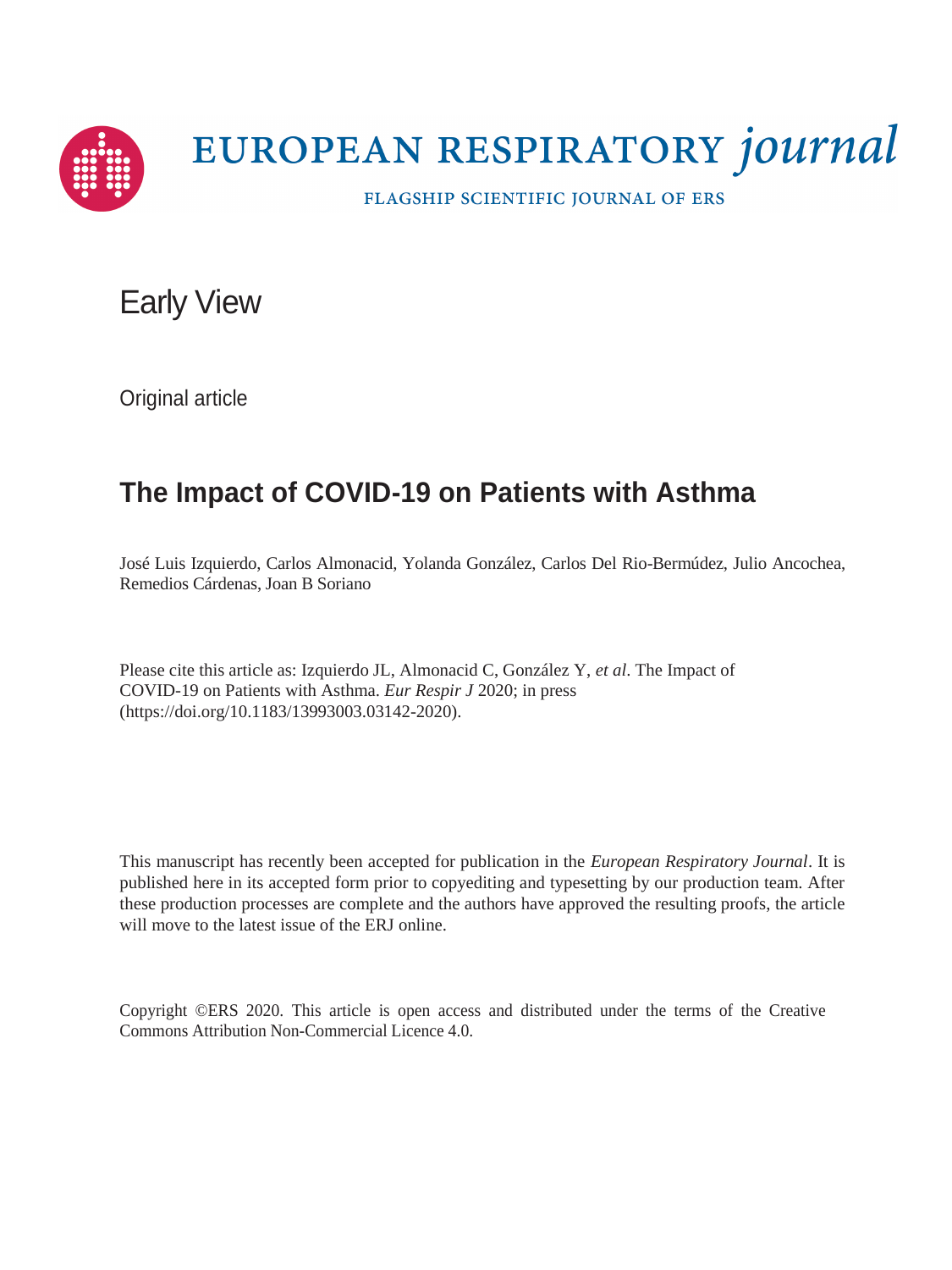EUROPEAN RESPIRATORY *journal*

FLAGSHIP SCIENTIFIC JOURNAL OF ERS

Early View

Original article

# The Impact of COVID-19 on Patients with Asthma

José Luis Izquierdo, Carlos Almonacid, Yolanda González, Carlos Del Rio-Bermúdez, Julio Ancochea, Remedios Cárdenas, Joan B Soriano

Please cite this article as: Izquierdo JL, Almonacid C, González Y, *et al*. The Impact of COVID-19 on Patients with Asthma. *Eur Respir J* 2020; in press (https://doi.org/10.1183/13993003.03142-2020).

This manuscript has recently been accepted for publication in the *European Respiratory Journal*. It is published here in its accepted form prior to copyediting and typesetting by our production team. After these production processes are complete and the authors have approved the resulting proofs, the article will move to the latest issue of the ERJ online.

Copyright ©ERS 2020. This article is open access and distributed under the terms of the Creative Commons Attribution Non-Commercial Licence 4.0.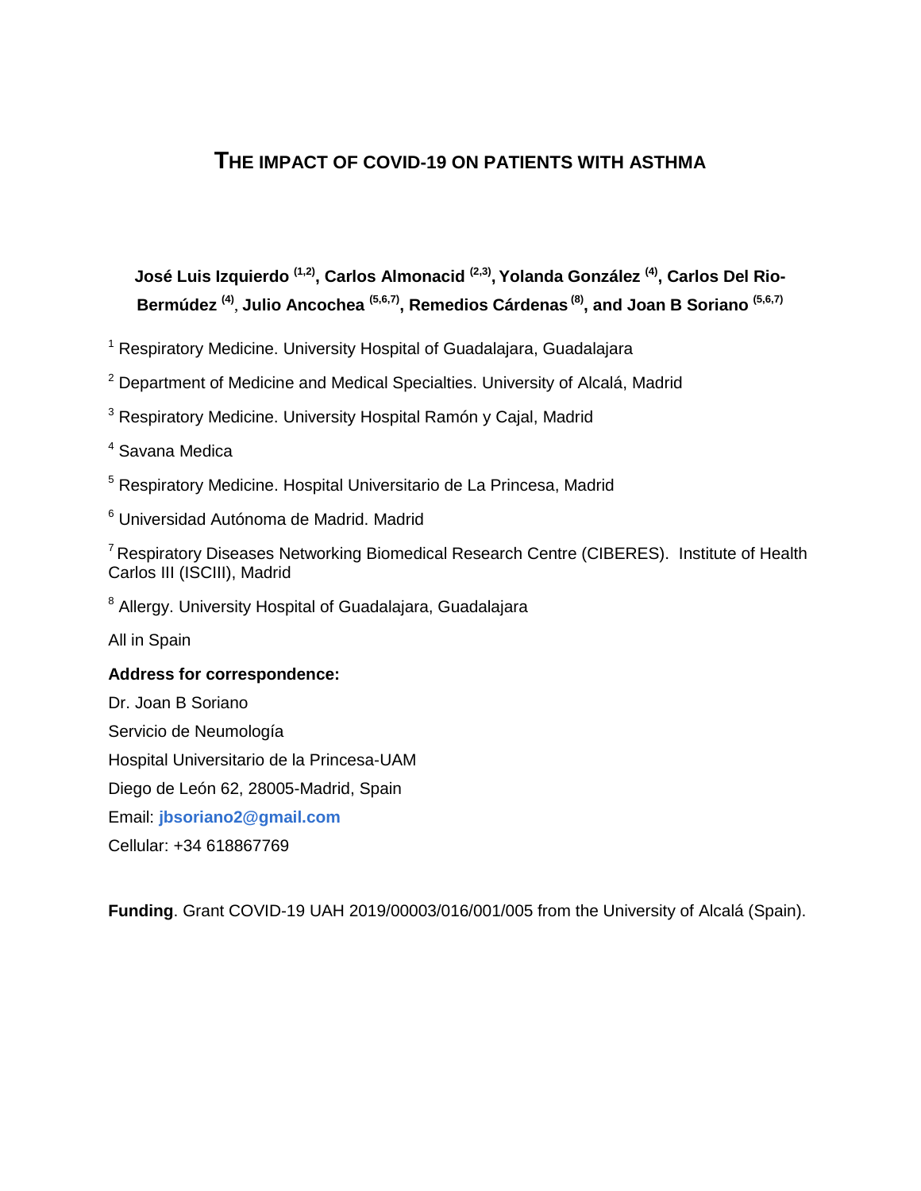# THE IMPACT OF COVID-19 ON PATIENTS WITH ASTHMA

**José Luis Izquierdo [(1,2)], Carlos Almonacid [(2,3)], Yolanda González [(4)], Carlos Del Rio-Bermúdez [(4)], Julio Ancochea [(5,6,7)], Remedios Cárdenas [(8)], and Joan B Soriano [(5,6,7)]**

[1] Respiratory Medicine. University Hospital of Guadalajara, Guadalajara

[2] Department of Medicine and Medical Specialties. University of Alcalá, Madrid

[3] Respiratory Medicine. University Hospital Ramón y Cajal, Madrid

[4] Savana Medica

[5] Respiratory Medicine. Hospital Universitario de La Princesa, Madrid

[6] Universidad Autónoma de Madrid. Madrid

[7] Respiratory Diseases Networking Biomedical Research Centre (CIBERES). Institute of Health Carlos III (ISCIII), Madrid

[8] Allergy. University Hospital of Guadalajara, Guadalajara

All in Spain

**Address for correspondence:**

Dr. Joan B Soriano

Servicio de Neumología

Hospital Universitario de la Princesa-UAM

Diego de León 62, 28005-Madrid, Spain

Email: **jbsoriano2@gmail.com**

Cellular: +34 618867769

**Funding**. Grant COVID-19 UAH 2019/00003/016/001/005 from the University of Alcalá (Spain).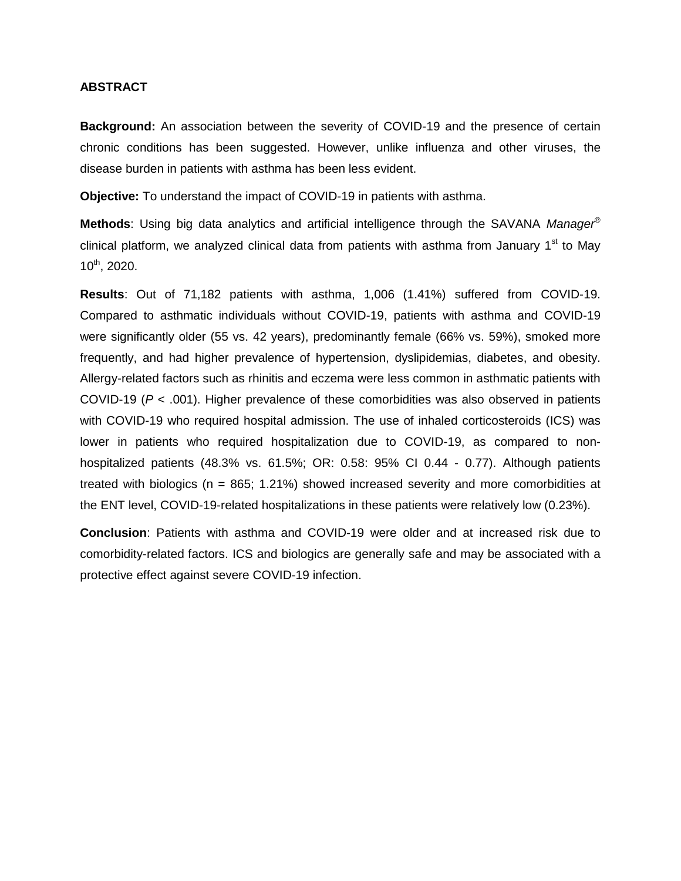## ABSTRACT

**Background:** An association between the severity of COVID-19 and the presence of certain chronic conditions has been suggested. However, unlike influenza and other viruses, the disease burden in patients with asthma has been less evident.

**Objective:** To understand the impact of COVID-19 in patients with asthma.

**Methods**: Using big data analytics and artificial intelligence through the SAVANA *Manager*® clinical platform, we analyzed clinical data from patients with asthma from January 1st to May 10th, 2020.

**Results**: Out of 71,182 patients with asthma, 1,006 (1.41%) suffered from COVID-19. Compared to asthmatic individuals without COVID-19, patients with asthma and COVID-19 were significantly older (55 vs. 42 years), predominantly female (66% vs. 59%), smoked more frequently, and had higher prevalence of hypertension, dyslipidemias, diabetes, and obesity. Allergy-related factors such as rhinitis and eczema were less common in asthmatic patients with COVID-19 ($P < .001$). Higher prevalence of these comorbidities was also observed in patients with COVID-19 who required hospital admission. The use of inhaled corticosteroids (ICS) was lower in patients who required hospitalization due to COVID-19, as compared to non-hospitalized patients (48.3% vs. 61.5%; OR: 0.58: 95% CI 0.44 - 0.77). Although patients treated with biologics (n = 865; 1.21%) showed increased severity and more comorbidities at the ENT level, COVID-19-related hospitalizations in these patients were relatively low (0.23%).

**Conclusion**: Patients with asthma and COVID-19 were older and at increased risk due to comorbidity-related factors. ICS and biologics are generally safe and may be associated with a protective effect against severe COVID-19 infection.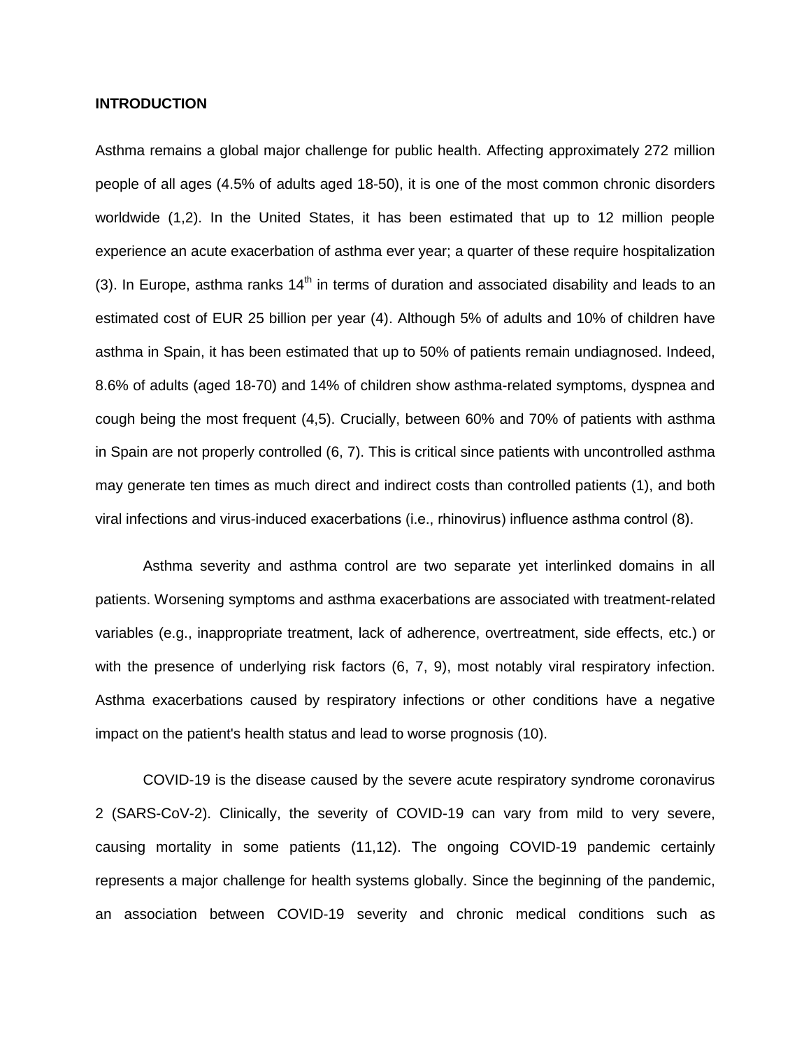## INTRODUCTION

Asthma remains a global major challenge for public health. Affecting approximately 272 million people of all ages (4.5% of adults aged 18-50), it is one of the most common chronic disorders worldwide (1,2). In the United States, it has been estimated that up to 12 million people experience an acute exacerbation of asthma ever year; a quarter of these require hospitalization (3). In Europe, asthma ranks 14th in terms of duration and associated disability and leads to an estimated cost of EUR 25 billion per year (4). Although 5% of adults and 10% of children have asthma in Spain, it has been estimated that up to 50% of patients remain undiagnosed. Indeed, 8.6% of adults (aged 18-70) and 14% of children show asthma-related symptoms, dyspnea and cough being the most frequent (4,5). Crucially, between 60% and 70% of patients with asthma in Spain are not properly controlled (6, 7). This is critical since patients with uncontrolled asthma may generate ten times as much direct and indirect costs than controlled patients (1), and both viral infections and virus-induced exacerbations (i.e., rhinovirus) influence asthma control (8).

Asthma severity and asthma control are two separate yet interlinked domains in all patients. Worsening symptoms and asthma exacerbations are associated with treatment-related variables (e.g., inappropriate treatment, lack of adherence, overtreatment, side effects, etc.) or with the presence of underlying risk factors (6, 7, 9), most notably viral respiratory infection. Asthma exacerbations caused by respiratory infections or other conditions have a negative impact on the patient's health status and lead to worse prognosis (10).

COVID-19 is the disease caused by the severe acute respiratory syndrome coronavirus 2 (SARS-CoV-2). Clinically, the severity of COVID-19 can vary from mild to very severe, causing mortality in some patients (11,12). The ongoing COVID-19 pandemic certainly represents a major challenge for health systems globally. Since the beginning of the pandemic, an association between COVID-19 severity and chronic medical conditions such as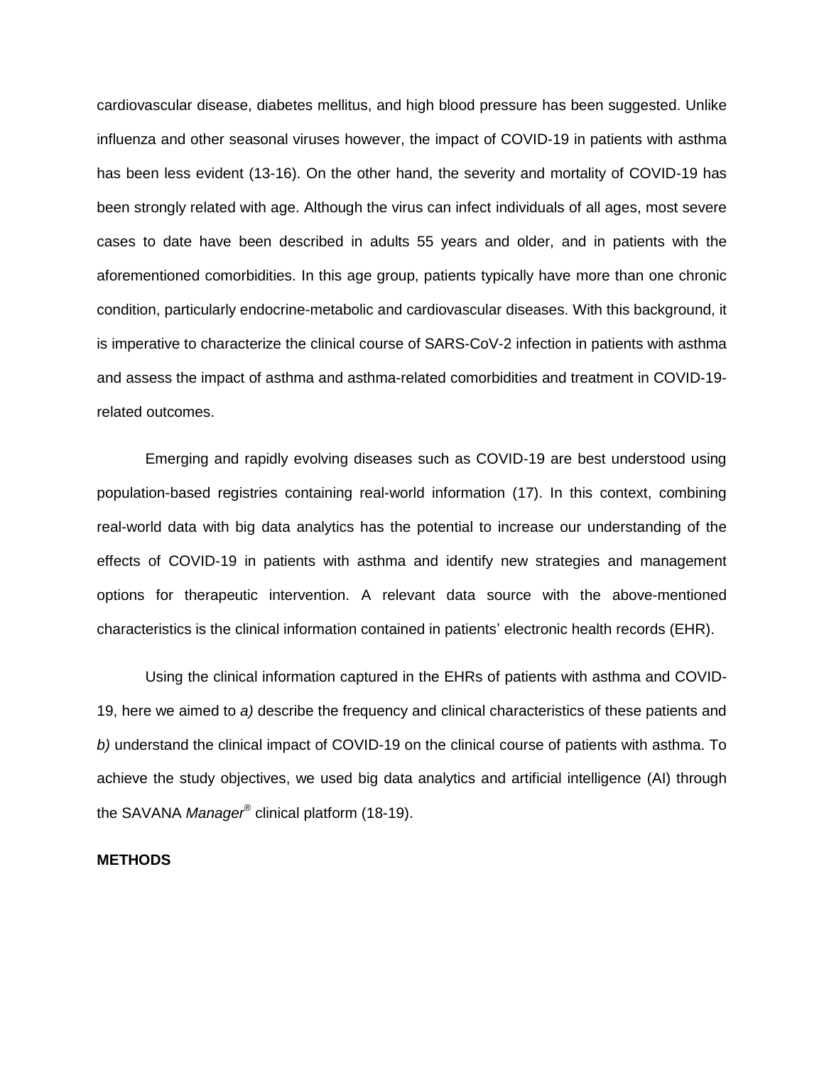cardiovascular disease, diabetes mellitus, and high blood pressure has been suggested. Unlike influenza and other seasonal viruses however, the impact of COVID-19 in patients with asthma has been less evident (13-16). On the other hand, the severity and mortality of COVID-19 has been strongly related with age. Although the virus can infect individuals of all ages, most severe cases to date have been described in adults 55 years and older, and in patients with the aforementioned comorbidities. In this age group, patients typically have more than one chronic condition, particularly endocrine-metabolic and cardiovascular diseases. With this background, it is imperative to characterize the clinical course of SARS-CoV-2 infection in patients with asthma and assess the impact of asthma and asthma-related comorbidities and treatment in COVID-19-related outcomes.

Emerging and rapidly evolving diseases such as COVID-19 are best understood using population-based registries containing real-world information (17). In this context, combining real-world data with big data analytics has the potential to increase our understanding of the effects of COVID-19 in patients with asthma and identify new strategies and management options for therapeutic intervention. A relevant data source with the above-mentioned characteristics is the clinical information contained in patients' electronic health records (EHR).

Using the clinical information captured in the EHRs of patients with asthma and COVID-19, here we aimed to *a)* describe the frequency and clinical characteristics of these patients and *b)* understand the clinical impact of COVID-19 on the clinical course of patients with asthma. To achieve the study objectives, we used big data analytics and artificial intelligence (AI) through the SAVANA *Manager*® clinical platform (18-19).

**METHODS**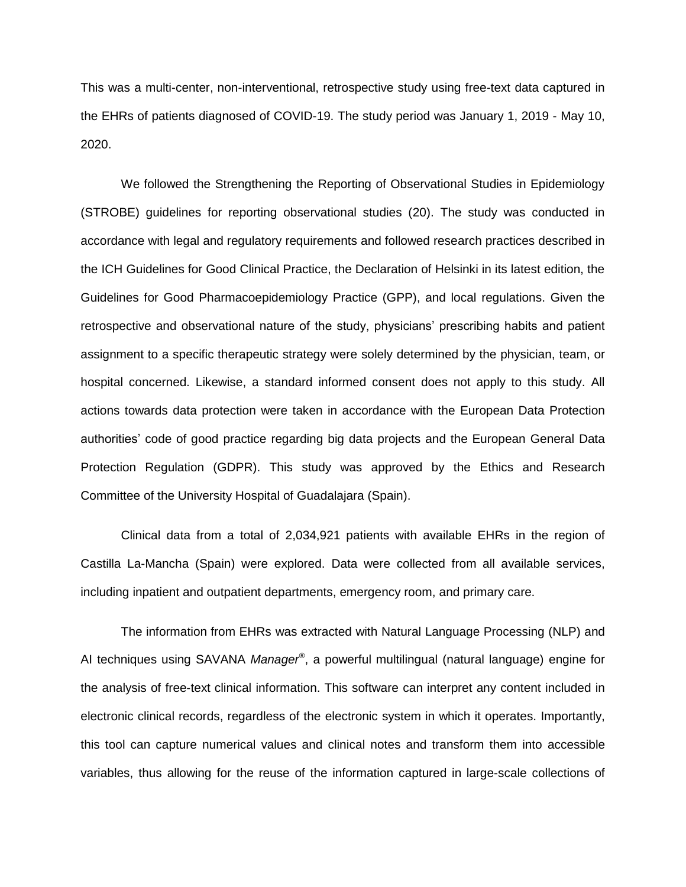This was a multi-center, non-interventional, retrospective study using free-text data captured in the EHRs of patients diagnosed of COVID-19. The study period was January 1, 2019 - May 10, 2020.

We followed the Strengthening the Reporting of Observational Studies in Epidemiology (STROBE) guidelines for reporting observational studies (20). The study was conducted in accordance with legal and regulatory requirements and followed research practices described in the ICH Guidelines for Good Clinical Practice, the Declaration of Helsinki in its latest edition, the Guidelines for Good Pharmacoepidemiology Practice (GPP), and local regulations. Given the retrospective and observational nature of the study, physicians' prescribing habits and patient assignment to a specific therapeutic strategy were solely determined by the physician, team, or hospital concerned. Likewise, a standard informed consent does not apply to this study. All actions towards data protection were taken in accordance with the European Data Protection authorities' code of good practice regarding big data projects and the European General Data Protection Regulation (GDPR). This study was approved by the Ethics and Research Committee of the University Hospital of Guadalajara (Spain).

Clinical data from a total of 2,034,921 patients with available EHRs in the region of Castilla La-Mancha (Spain) were explored. Data were collected from all available services, including inpatient and outpatient departments, emergency room, and primary care.

The information from EHRs was extracted with Natural Language Processing (NLP) and AI techniques using SAVANA *Manager*®, a powerful multilingual (natural language) engine for the analysis of free-text clinical information. This software can interpret any content included in electronic clinical records, regardless of the electronic system in which it operates. Importantly, this tool can capture numerical values and clinical notes and transform them into accessible variables, thus allowing for the reuse of the information captured in large-scale collections of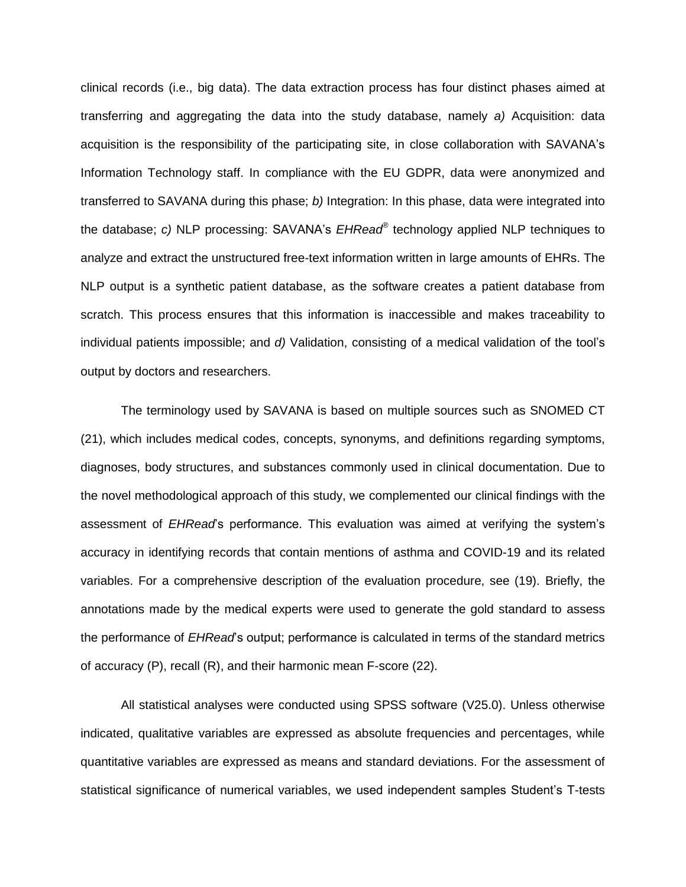clinical records (i.e., big data). The data extraction process has four distinct phases aimed at transferring and aggregating the data into the study database, namely *a)* Acquisition: data acquisition is the responsibility of the participating site, in close collaboration with SAVANA's Information Technology staff. In compliance with the EU GDPR, data were anonymized and transferred to SAVANA during this phase; *b)* Integration: In this phase, data were integrated into the database; *c)* NLP processing: SAVANA's *EHRead*® technology applied NLP techniques to analyze and extract the unstructured free-text information written in large amounts of EHRs. The NLP output is a synthetic patient database, as the software creates a patient database from scratch. This process ensures that this information is inaccessible and makes traceability to individual patients impossible; and *d)* Validation, consisting of a medical validation of the tool's output by doctors and researchers.

The terminology used by SAVANA is based on multiple sources such as SNOMED CT (21), which includes medical codes, concepts, synonyms, and definitions regarding symptoms, diagnoses, body structures, and substances commonly used in clinical documentation. Due to the novel methodological approach of this study, we complemented our clinical findings with the assessment of *EHRead*'s performance. This evaluation was aimed at verifying the system's accuracy in identifying records that contain mentions of asthma and COVID-19 and its related variables. For a comprehensive description of the evaluation procedure, see (19). Briefly, the annotations made by the medical experts were used to generate the gold standard to assess the performance of *EHRead*'s output; performance is calculated in terms of the standard metrics of accuracy (P), recall (R), and their harmonic mean F-score (22).

All statistical analyses were conducted using SPSS software (V25.0). Unless otherwise indicated, qualitative variables are expressed as absolute frequencies and percentages, while quantitative variables are expressed as means and standard deviations. For the assessment of statistical significance of numerical variables, we used independent samples Student's T-tests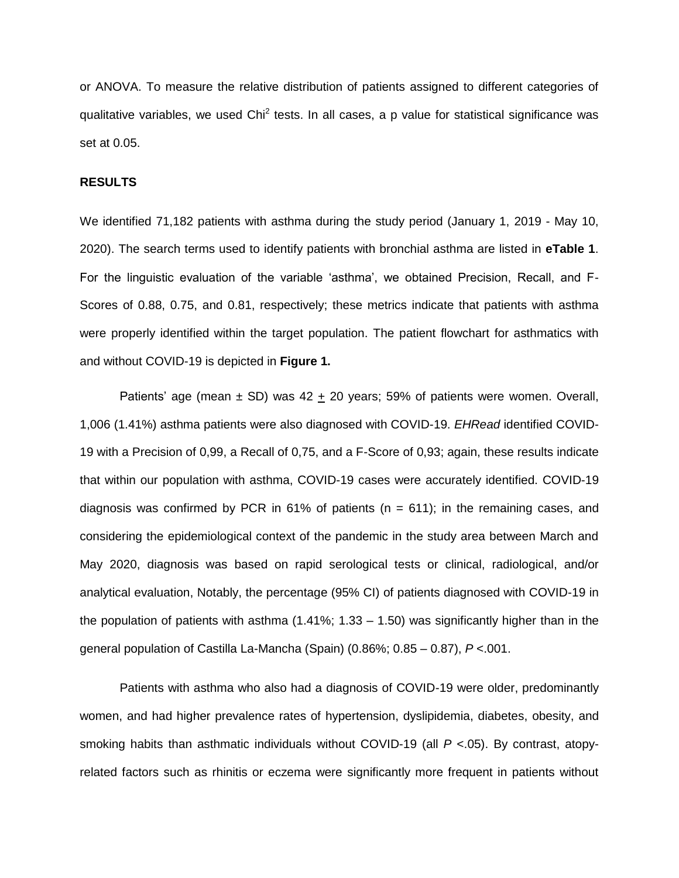or ANOVA. To measure the relative distribution of patients assigned to different categories of qualitative variables, we used $Chi^2$ tests. In all cases, a p value for statistical significance was set at 0.05.

## RESULTS

We identified 71,182 patients with asthma during the study period (January 1, 2019 - May 10, 2020). The search terms used to identify patients with bronchial asthma are listed in **eTable 1**. For the linguistic evaluation of the variable 'asthma', we obtained Precision, Recall, and F-Scores of 0.88, 0.75, and 0.81, respectively; these metrics indicate that patients with asthma were properly identified within the target population. The patient flowchart for asthmatics with and without COVID-19 is depicted in **Figure 1.**

Patients' age (mean ± SD) was 42 ± 20 years; 59% of patients were women. Overall, 1,006 (1.41%) asthma patients were also diagnosed with COVID-19. *EHRead* identified COVID-19 with a Precision of 0,99, a Recall of 0,75, and a F-Score of 0,93; again, these results indicate that within our population with asthma, COVID-19 cases were accurately identified. COVID-19 diagnosis was confirmed by PCR in 61% of patients (n = 611); in the remaining cases, and considering the epidemiological context of the pandemic in the study area between March and May 2020, diagnosis was based on rapid serological tests or clinical, radiological, and/or analytical evaluation, Notably, the percentage (95% CI) of patients diagnosed with COVID-19 in the population of patients with asthma (1.41%; 1.33 – 1.50) was significantly higher than in the general population of Castilla La-Mancha (Spain) (0.86%; 0.85 – 0.87), $P < .001$.

Patients with asthma who also had a diagnosis of COVID-19 were older, predominantly women, and had higher prevalence rates of hypertension, dyslipidemia, diabetes, obesity, and smoking habits than asthmatic individuals without COVID-19 (all $P < .05$). By contrast, atopy-related factors such as rhinitis or eczema were significantly more frequent in patients without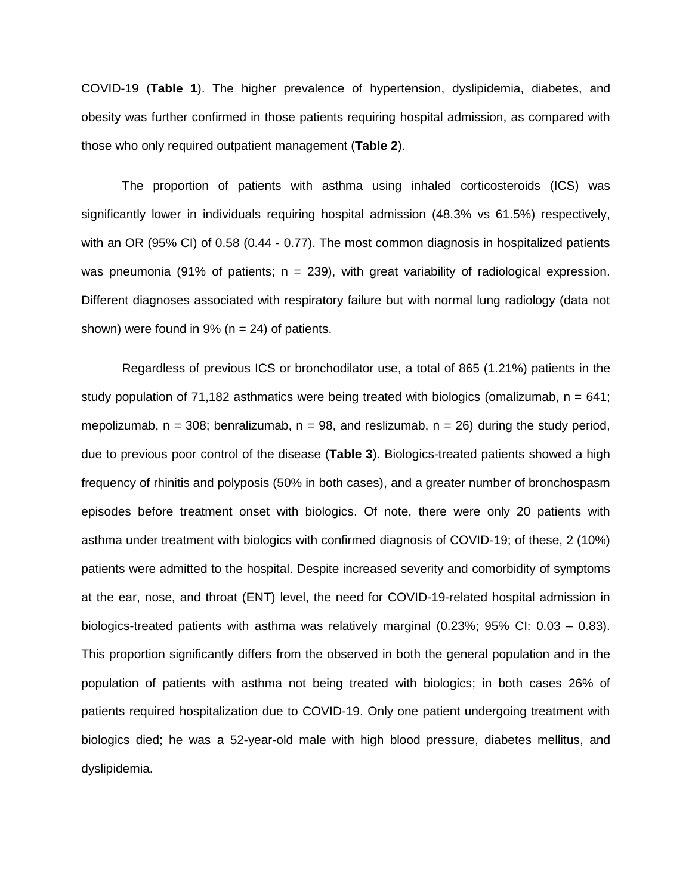COVID-19 (**Table 1**). The higher prevalence of hypertension, dyslipidemia, diabetes, and obesity was further confirmed in those patients requiring hospital admission, as compared with those who only required outpatient management (**Table 2**).

The proportion of patients with asthma using inhaled corticosteroids (ICS) was significantly lower in individuals requiring hospital admission (48.3% vs 61.5%) respectively, with an OR (95% CI) of 0.58 (0.44 - 0.77). The most common diagnosis in hospitalized patients was pneumonia (91% of patients; n = 239), with great variability of radiological expression. Different diagnoses associated with respiratory failure but with normal lung radiology (data not shown) were found in 9% (n = 24) of patients.

Regardless of previous ICS or bronchodilator use, a total of 865 (1.21%) patients in the study population of 71,182 asthmatics were being treated with biologics (omalizumab, n = 641; mepolizumab, n = 308; benralizumab, n = 98, and reslizumab, n = 26) during the study period, due to previous poor control of the disease (**Table 3**). Biologics-treated patients showed a high frequency of rhinitis and polyposis (50% in both cases), and a greater number of bronchospasm episodes before treatment onset with biologics. Of note, there were only 20 patients with asthma under treatment with biologics with confirmed diagnosis of COVID-19; of these, 2 (10%) patients were admitted to the hospital. Despite increased severity and comorbidity of symptoms at the ear, nose, and throat (ENT) level, the need for COVID-19-related hospital admission in biologics-treated patients with asthma was relatively marginal (0.23%; 95% CI: 0.03 – 0.83). This proportion significantly differs from the observed in both the general population and in the population of patients with asthma not being treated with biologics; in both cases 26% of patients required hospitalization due to COVID-19. Only one patient undergoing treatment with biologics died; he was a 52-year-old male with high blood pressure, diabetes mellitus, and dyslipidemia.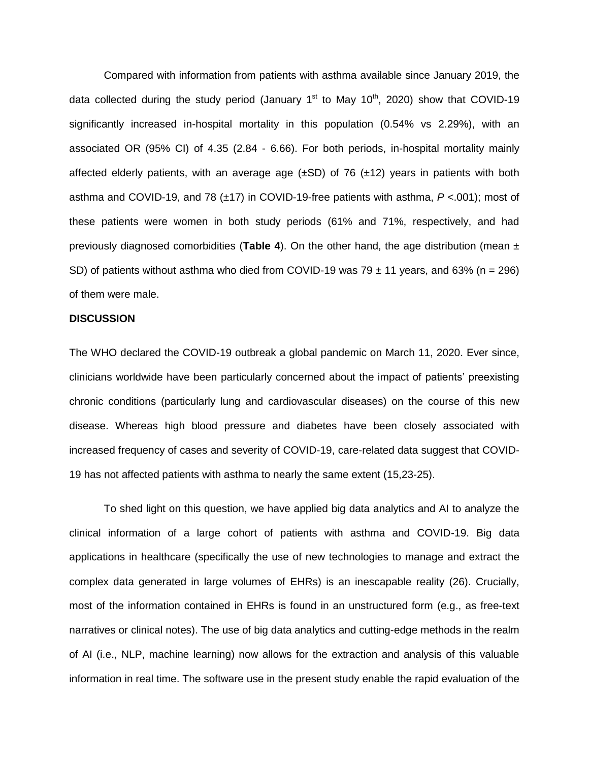Compared with information from patients with asthma available since January 2019, the data collected during the study period (January 1st to May 10th, 2020) show that COVID-19 significantly increased in-hospital mortality in this population (0.54% vs 2.29%), with an associated OR (95% CI) of 4.35 (2.84 - 6.66). For both periods, in-hospital mortality mainly affected elderly patients, with an average age (±SD) of 76 (±12) years in patients with both asthma and COVID-19, and 78 (±17) in COVID-19-free patients with asthma, *P* <.001); most of these patients were women in both study periods (61% and 71%, respectively, and had previously diagnosed comorbidities (**Table 4**). On the other hand, the age distribution (mean ± SD) of patients without asthma who died from COVID-19 was 79 ± 11 years, and 63% (n = 296) of them were male.

## DISCUSSION

The WHO declared the COVID-19 outbreak a global pandemic on March 11, 2020. Ever since, clinicians worldwide have been particularly concerned about the impact of patients' preexisting chronic conditions (particularly lung and cardiovascular diseases) on the course of this new disease. Whereas high blood pressure and diabetes have been closely associated with increased frequency of cases and severity of COVID-19, care-related data suggest that COVID-19 has not affected patients with asthma to nearly the same extent (15,23-25).

To shed light on this question, we have applied big data analytics and AI to analyze the clinical information of a large cohort of patients with asthma and COVID-19. Big data applications in healthcare (specifically the use of new technologies to manage and extract the complex data generated in large volumes of EHRs) is an inescapable reality (26). Crucially, most of the information contained in EHRs is found in an unstructured form (e.g., as free-text narratives or clinical notes). The use of big data analytics and cutting-edge methods in the realm of AI (i.e., NLP, machine learning) now allows for the extraction and analysis of this valuable information in real time. The software use in the present study enable the rapid evaluation of the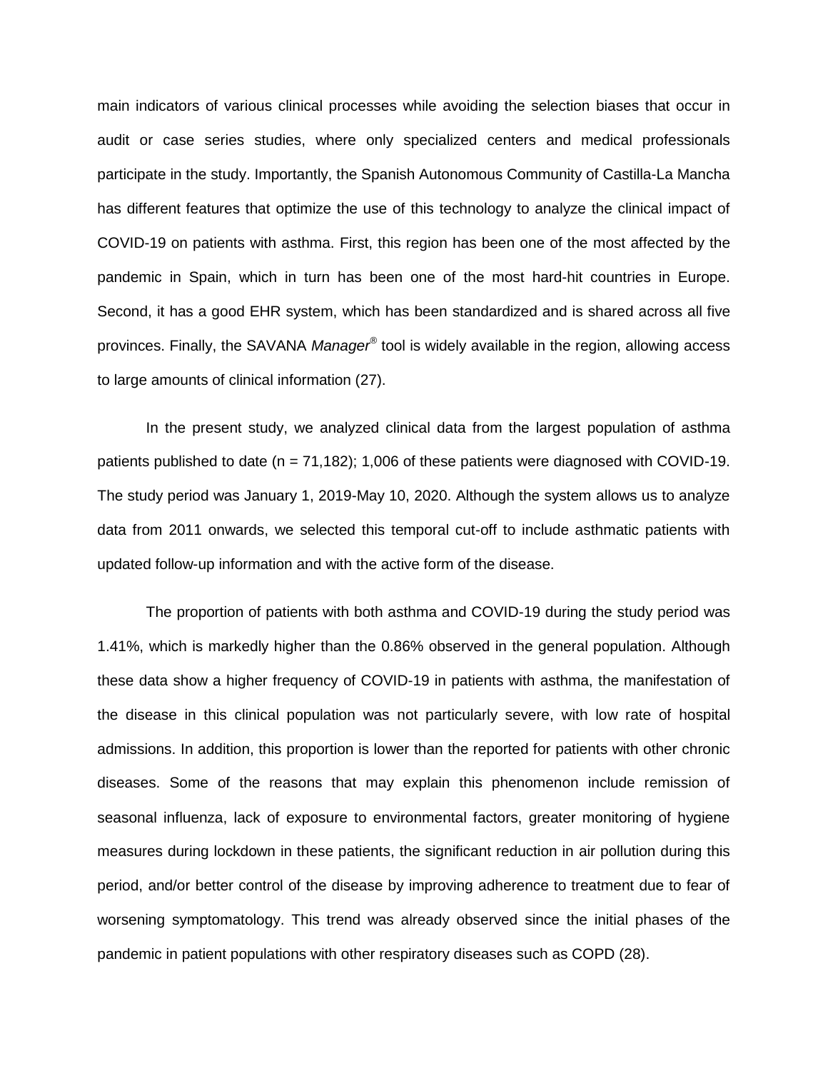main indicators of various clinical processes while avoiding the selection biases that occur in audit or case series studies, where only specialized centers and medical professionals participate in the study. Importantly, the Spanish Autonomous Community of Castilla-La Mancha has different features that optimize the use of this technology to analyze the clinical impact of COVID-19 on patients with asthma. First, this region has been one of the most affected by the pandemic in Spain, which in turn has been one of the most hard-hit countries in Europe. Second, it has a good EHR system, which has been standardized and is shared across all five provinces. Finally, the SAVANA *Manager*® tool is widely available in the region, allowing access to large amounts of clinical information (27).

In the present study, we analyzed clinical data from the largest population of asthma patients published to date (n = 71,182); 1,006 of these patients were diagnosed with COVID-19. The study period was January 1, 2019-May 10, 2020. Although the system allows us to analyze data from 2011 onwards, we selected this temporal cut-off to include asthmatic patients with updated follow-up information and with the active form of the disease.

The proportion of patients with both asthma and COVID-19 during the study period was 1.41%, which is markedly higher than the 0.86% observed in the general population. Although these data show a higher frequency of COVID-19 in patients with asthma, the manifestation of the disease in this clinical population was not particularly severe, with low rate of hospital admissions. In addition, this proportion is lower than the reported for patients with other chronic diseases. Some of the reasons that may explain this phenomenon include remission of seasonal influenza, lack of exposure to environmental factors, greater monitoring of hygiene measures during lockdown in these patients, the significant reduction in air pollution during this period, and/or better control of the disease by improving adherence to treatment due to fear of worsening symptomatology. This trend was already observed since the initial phases of the pandemic in patient populations with other respiratory diseases such as COPD (28).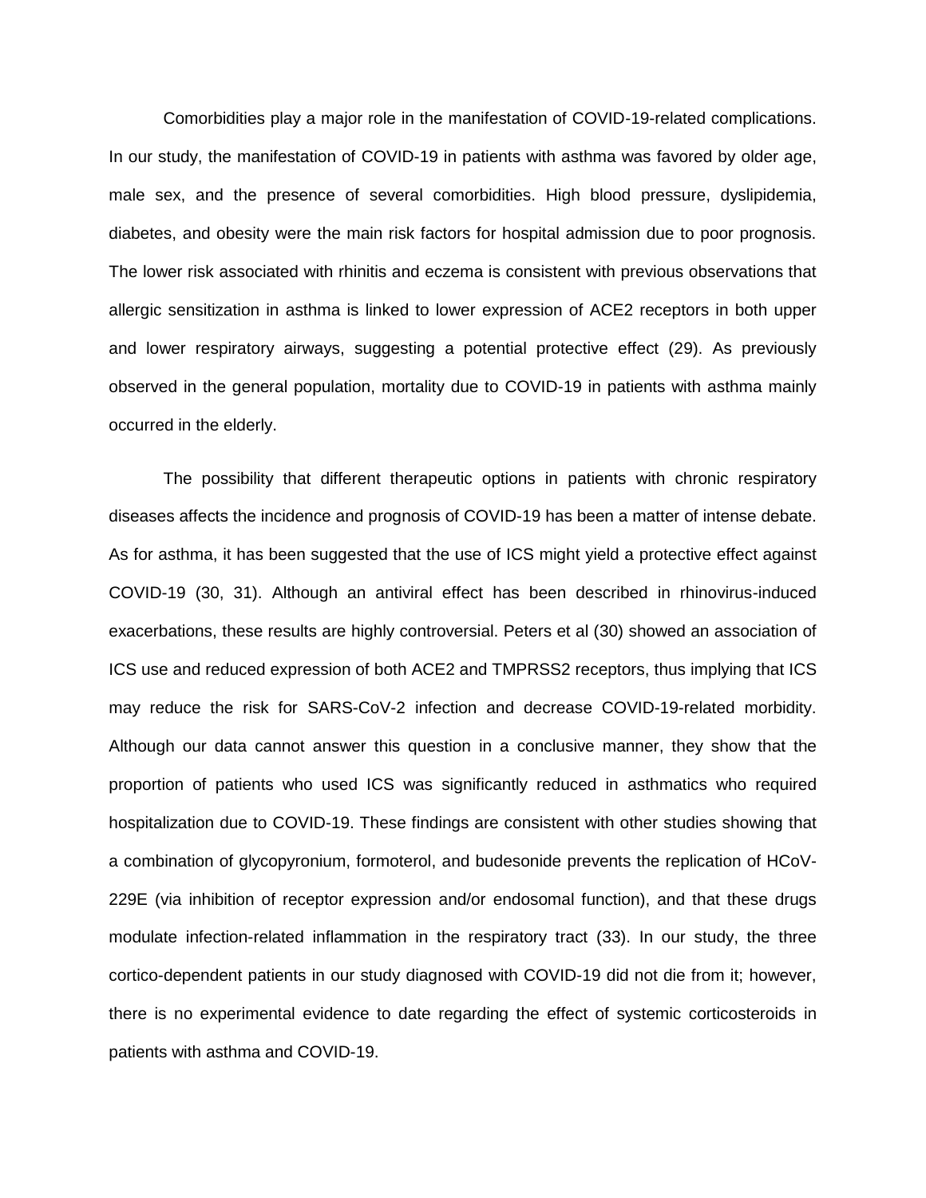Comorbidities play a major role in the manifestation of COVID-19-related complications. In our study, the manifestation of COVID-19 in patients with asthma was favored by older age, male sex, and the presence of several comorbidities. High blood pressure, dyslipidemia, diabetes, and obesity were the main risk factors for hospital admission due to poor prognosis. The lower risk associated with rhinitis and eczema is consistent with previous observations that allergic sensitization in asthma is linked to lower expression of ACE2 receptors in both upper and lower respiratory airways, suggesting a potential protective effect (29). As previously observed in the general population, mortality due to COVID-19 in patients with asthma mainly occurred in the elderly.

The possibility that different therapeutic options in patients with chronic respiratory diseases affects the incidence and prognosis of COVID-19 has been a matter of intense debate. As for asthma, it has been suggested that the use of ICS might yield a protective effect against COVID-19 (30, 31). Although an antiviral effect has been described in rhinovirus-induced exacerbations, these results are highly controversial. Peters et al (30) showed an association of ICS use and reduced expression of both ACE2 and TMPRSS2 receptors, thus implying that ICS may reduce the risk for SARS-CoV-2 infection and decrease COVID-19-related morbidity. Although our data cannot answer this question in a conclusive manner, they show that the proportion of patients who used ICS was significantly reduced in asthmatics who required hospitalization due to COVID-19. These findings are consistent with other studies showing that a combination of glycopyronium, formoterol, and budesonide prevents the replication of HCoV-229E (via inhibition of receptor expression and/or endosomal function), and that these drugs modulate infection-related inflammation in the respiratory tract (33). In our study, the three cortico-dependent patients in our study diagnosed with COVID-19 did not die from it; however, there is no experimental evidence to date regarding the effect of systemic corticosteroids in patients with asthma and COVID-19.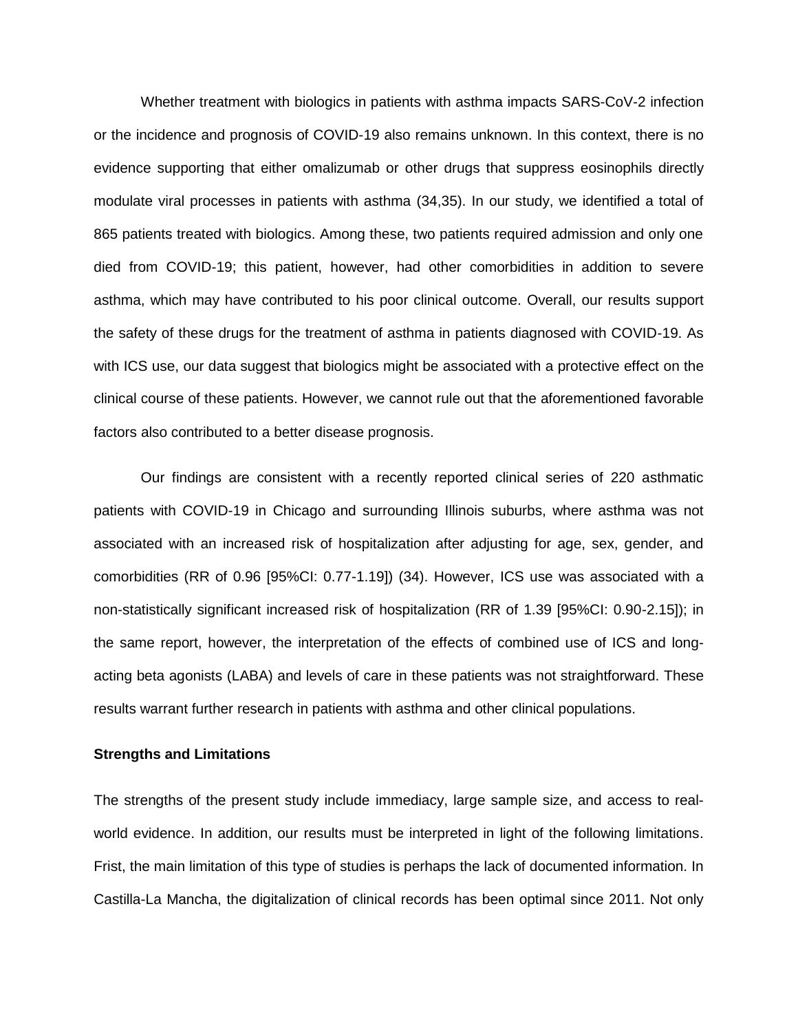Whether treatment with biologics in patients with asthma impacts SARS-CoV-2 infection or the incidence and prognosis of COVID-19 also remains unknown. In this context, there is no evidence supporting that either omalizumab or other drugs that suppress eosinophils directly modulate viral processes in patients with asthma (34,35). In our study, we identified a total of 865 patients treated with biologics. Among these, two patients required admission and only one died from COVID-19; this patient, however, had other comorbidities in addition to severe asthma, which may have contributed to his poor clinical outcome. Overall, our results support the safety of these drugs for the treatment of asthma in patients diagnosed with COVID-19. As with ICS use, our data suggest that biologics might be associated with a protective effect on the clinical course of these patients. However, we cannot rule out that the aforementioned favorable factors also contributed to a better disease prognosis.

Our findings are consistent with a recently reported clinical series of 220 asthmatic patients with COVID-19 in Chicago and surrounding Illinois suburbs, where asthma was not associated with an increased risk of hospitalization after adjusting for age, sex, gender, and comorbidities (RR of 0.96 [95%CI: 0.77-1.19]) (34). However, ICS use was associated with a non-statistically significant increased risk of hospitalization (RR of 1.39 [95%CI: 0.90-2.15]); in the same report, however, the interpretation of the effects of combined use of ICS and long-acting beta agonists (LABA) and levels of care in these patients was not straightforward. These results warrant further research in patients with asthma and other clinical populations.

**Strengths and Limitations**

The strengths of the present study include immediacy, large sample size, and access to real-world evidence. In addition, our results must be interpreted in light of the following limitations. Frist, the main limitation of this type of studies is perhaps the lack of documented information. In Castilla-La Mancha, the digitalization of clinical records has been optimal since 2011. Not only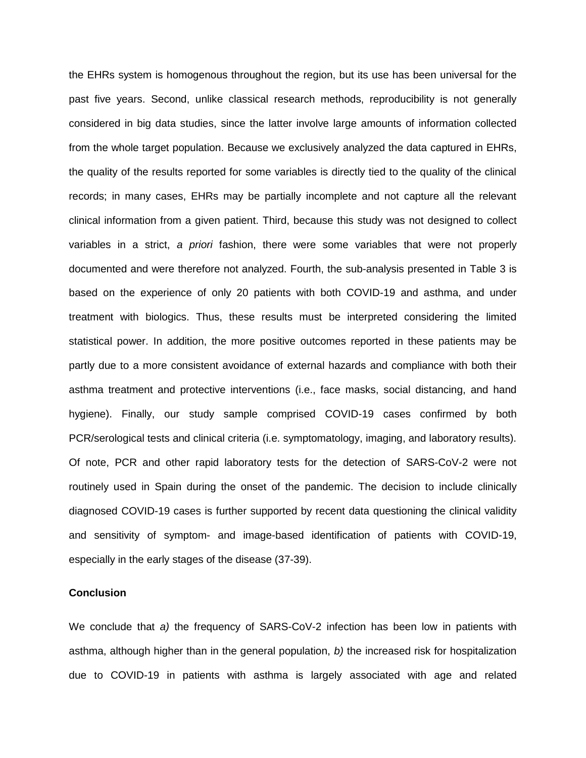the EHRs system is homogenous throughout the region, but its use has been universal for the past five years. Second, unlike classical research methods, reproducibility is not generally considered in big data studies, since the latter involve large amounts of information collected from the whole target population. Because we exclusively analyzed the data captured in EHRs, the quality of the results reported for some variables is directly tied to the quality of the clinical records; in many cases, EHRs may be partially incomplete and not capture all the relevant clinical information from a given patient. Third, because this study was not designed to collect variables in a strict, *a priori* fashion, there were some variables that were not properly documented and were therefore not analyzed. Fourth, the sub-analysis presented in Table 3 is based on the experience of only 20 patients with both COVID-19 and asthma, and under treatment with biologics. Thus, these results must be interpreted considering the limited statistical power. In addition, the more positive outcomes reported in these patients may be partly due to a more consistent avoidance of external hazards and compliance with both their asthma treatment and protective interventions (i.e., face masks, social distancing, and hand hygiene). Finally, our study sample comprised COVID-19 cases confirmed by both PCR/serological tests and clinical criteria (i.e. symptomatology, imaging, and laboratory results). Of note, PCR and other rapid laboratory tests for the detection of SARS-CoV-2 were not routinely used in Spain during the onset of the pandemic. The decision to include clinically diagnosed COVID-19 cases is further supported by recent data questioning the clinical validity and sensitivity of symptom- and image-based identification of patients with COVID-19, especially in the early stages of the disease (37-39).

**Conclusion**

We conclude that *a)* the frequency of SARS-CoV-2 infection has been low in patients with asthma, although higher than in the general population, *b)* the increased risk for hospitalization due to COVID-19 in patients with asthma is largely associated with age and related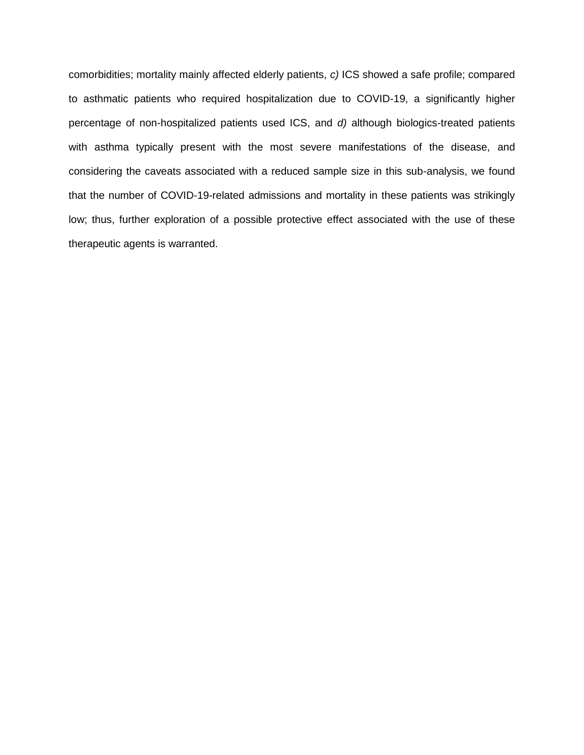comorbidities; mortality mainly affected elderly patients, *c)* ICS showed a safe profile; compared to asthmatic patients who required hospitalization due to COVID-19, a significantly higher percentage of non-hospitalized patients used ICS, and *d)* although biologics-treated patients with asthma typically present with the most severe manifestations of the disease, and considering the caveats associated with a reduced sample size in this sub-analysis, we found that the number of COVID-19-related admissions and mortality in these patients was strikingly low; thus, further exploration of a possible protective effect associated with the use of these therapeutic agents is warranted.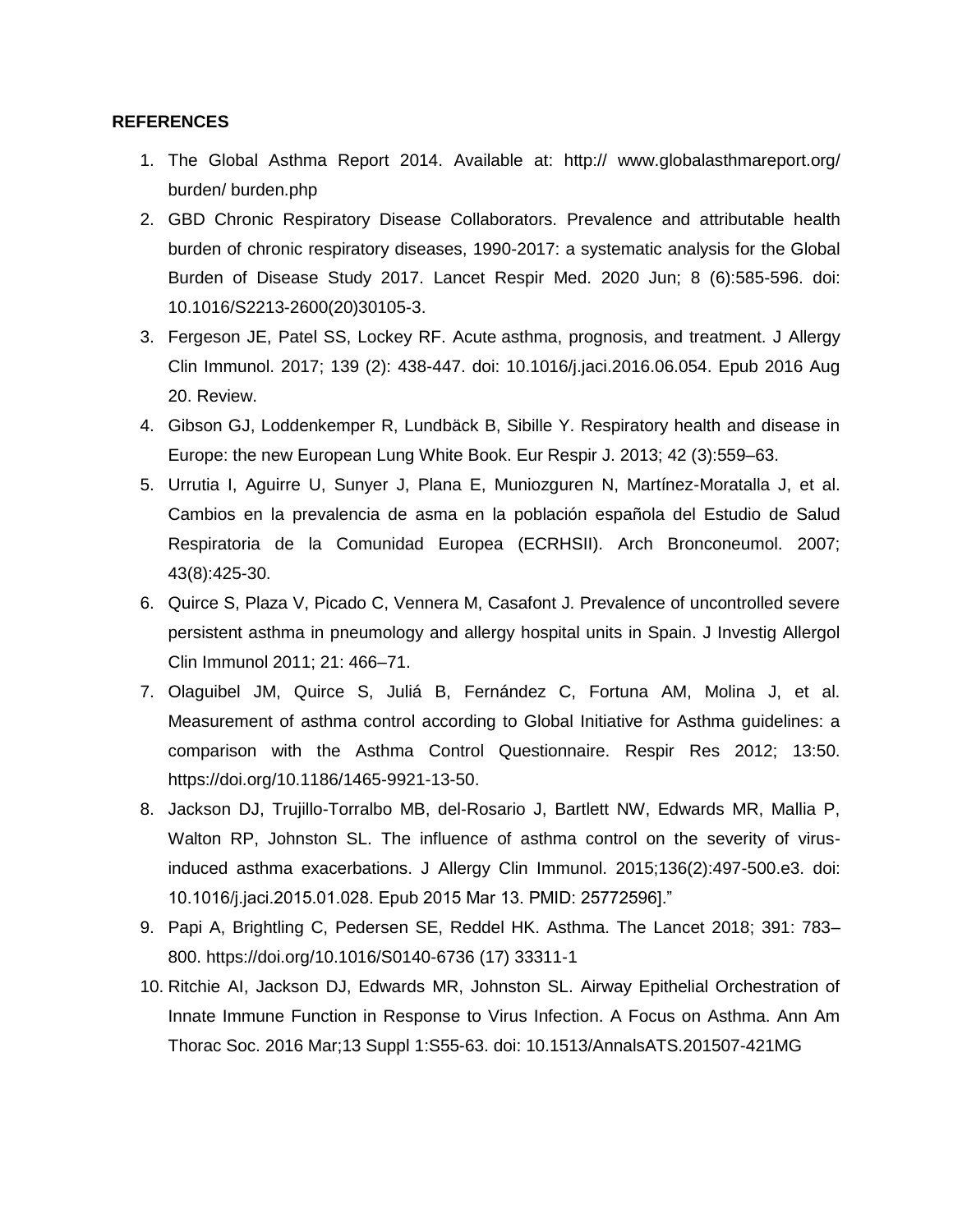**REFERENCES**

1. The Global Asthma Report 2014. Available at: http:// www.globalasthmareport.org/ burden/ burden.php
2. GBD Chronic Respiratory Disease Collaborators. Prevalence and attributable health burden of chronic respiratory diseases, 1990-2017: a systematic analysis for the Global Burden of Disease Study 2017. Lancet Respir Med. 2020 Jun; 8 (6):585-596. doi: 10.1016/S2213-2600(20)30105-3.
3. Fergeson JE, Patel SS, Lockey RF. Acute asthma, prognosis, and treatment. J Allergy Clin Immunol. 2017; 139 (2): 438-447. doi: 10.1016/j.jaci.2016.06.054. Epub 2016 Aug 20. Review.
4. Gibson GJ, Loddenkemper R, Lundbäck B, Sibille Y. Respiratory health and disease in Europe: the new European Lung White Book. Eur Respir J. 2013; 42 (3):559–63.
5. Urrutia I, Aguirre U, Sunyer J, Plana E, Muniozguren N, Martínez-Moratalla J, et al. Cambios en la prevalencia de asma en la población española del Estudio de Salud Respiratoria de la Comunidad Europea (ECRHSII). Arch Bronconeumol. 2007; 43(8):425-30.
6. Quirce S, Plaza V, Picado C, Vennera M, Casafont J. Prevalence of uncontrolled severe persistent asthma in pneumology and allergy hospital units in Spain. J Investig Allergol Clin Immunol 2011; 21: 466–71.
7. Olaguibel JM, Quirce S, Juliá B, Fernández C, Fortuna AM, Molina J, et al. Measurement of asthma control according to Global Initiative for Asthma guidelines: a comparison with the Asthma Control Questionnaire. Respir Res 2012; 13:50. https://doi.org/10.1186/1465-9921-13-50.
8. Jackson DJ, Trujillo-Torralbo MB, del-Rosario J, Bartlett NW, Edwards MR, Mallia P, Walton RP, Johnston SL. The influence of asthma control on the severity of virus-induced asthma exacerbations. J Allergy Clin Immunol. 2015;136(2):497-500.e3. doi: 10.1016/j.jaci.2015.01.028. Epub 2015 Mar 13. PMID: 25772596]."
9. Papi A, Brightling C, Pedersen SE, Reddel HK. Asthma. The Lancet 2018; 391: 783–800. https://doi.org/10.1016/S0140-6736 (17) 33311-1
10. Ritchie AI, Jackson DJ, Edwards MR, Johnston SL. Airway Epithelial Orchestration of Innate Immune Function in Response to Virus Infection. A Focus on Asthma. Ann Am Thorac Soc. 2016 Mar;13 Suppl 1:S55-63. doi: 10.1513/AnnalsATS.201507-421MG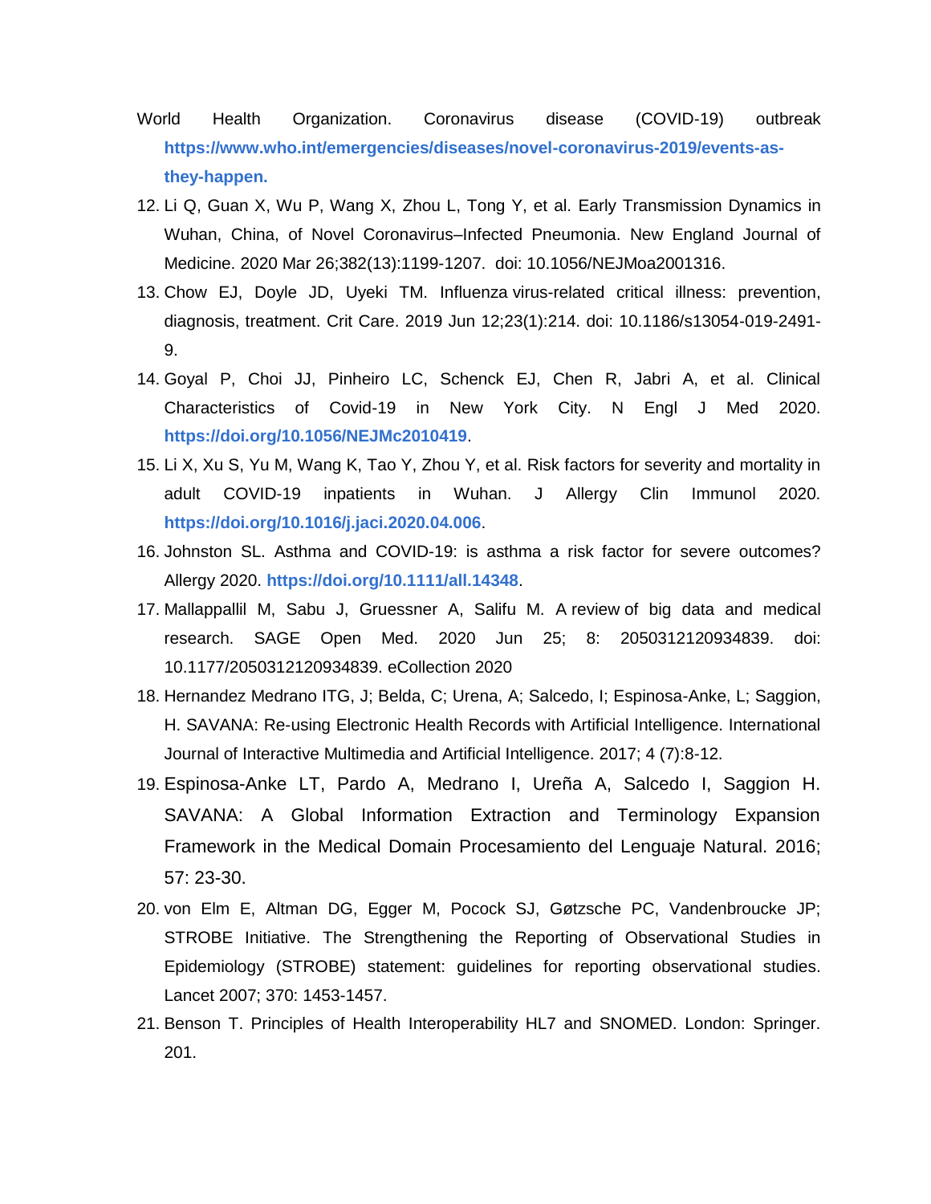World Health Organization. Coronavirus disease (COVID-19) outbreak **https://www.who.int/emergencies/diseases/novel-coronavirus-2019/events-as-they-happen.**

12. Li Q, Guan X, Wu P, Wang X, Zhou L, Tong Y, et al. Early Transmission Dynamics in Wuhan, China, of Novel Coronavirus–Infected Pneumonia. New England Journal of Medicine. 2020 Mar 26;382(13):1199-1207. doi: 10.1056/NEJMoa2001316.
13. Chow EJ, Doyle JD, Uyeki TM. Influenza virus-related critical illness: prevention, diagnosis, treatment. Crit Care. 2019 Jun 12;23(1):214. doi: 10.1186/s13054-019-2491-9.
14. Goyal P, Choi JJ, Pinheiro LC, Schenck EJ, Chen R, Jabri A, et al. Clinical Characteristics of Covid-19 in New York City. N Engl J Med 2020. **https://doi.org/10.1056/NEJMc2010419**.
15. Li X, Xu S, Yu M, Wang K, Tao Y, Zhou Y, et al. Risk factors for severity and mortality in adult COVID-19 inpatients in Wuhan. J Allergy Clin Immunol 2020. **https://doi.org/10.1016/j.jaci.2020.04.006**.
16. Johnston SL. Asthma and COVID-19: is asthma a risk factor for severe outcomes? Allergy 2020. **https://doi.org/10.1111/all.14348**.
17. Mallappallil M, Sabu J, Gruessner A, Salifu M. A review of big data and medical research. SAGE Open Med. 2020 Jun 25; 8: 2050312120934839. doi: 10.1177/2050312120934839. eCollection 2020
18. Hernandez Medrano ITG, J; Belda, C; Urena, A; Salcedo, I; Espinosa-Anke, L; Saggion, H. SAVANA: Re-using Electronic Health Records with Artificial Intelligence. International Journal of Interactive Multimedia and Artificial Intelligence. 2017; 4 (7):8-12.
19. Espinosa-Anke LT, Pardo A, Medrano I, Ureña A, Salcedo I, Saggion H. SAVANA: A Global Information Extraction and Terminology Expansion Framework in the Medical Domain Procesamiento del Lenguaje Natural. 2016; 57: 23-30.
20. von Elm E, Altman DG, Egger M, Pocock SJ, Gøtzsche PC, Vandenbroucke JP; STROBE Initiative. The Strengthening the Reporting of Observational Studies in Epidemiology (STROBE) statement: guidelines for reporting observational studies. Lancet 2007; 370: 1453-1457.
21. Benson T. Principles of Health Interoperability HL7 and SNOMED. London: Springer. 201.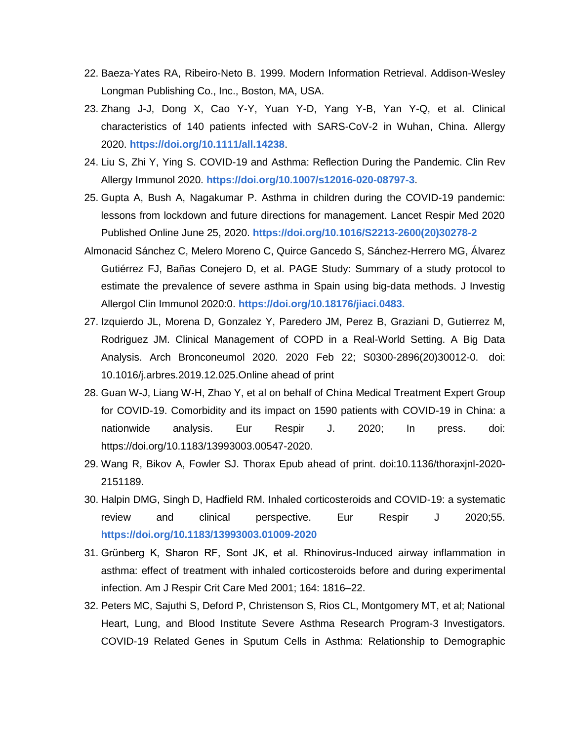22. Baeza-Yates RA, Ribeiro-Neto B. 1999. Modern Information Retrieval. Addison-Wesley Longman Publishing Co., Inc., Boston, MA, USA.
23. Zhang J-J, Dong X, Cao Y-Y, Yuan Y-D, Yang Y-B, Yan Y-Q, et al. Clinical characteristics of 140 patients infected with SARS-CoV-2 in Wuhan, China. Allergy 2020. **https://doi.org/10.1111/all.14238**.
24. Liu S, Zhi Y, Ying S. COVID-19 and Asthma: Reflection During the Pandemic. Clin Rev Allergy Immunol 2020. **https://doi.org/10.1007/s12016-020-08797-3**.
25. Gupta A, Bush A, Nagakumar P. Asthma in children during the COVID-19 pandemic: lessons from lockdown and future directions for management. Lancet Respir Med 2020 Published Online June 25, 2020. **https://doi.org/10.1016/S2213-2600(20)30278-2**

Almonacid Sánchez C, Melero Moreno C, Quirce Gancedo S, Sánchez-Herrero MG, Álvarez Gutiérrez FJ, Bañas Conejero D, et al. PAGE Study: Summary of a study protocol to estimate the prevalence of severe asthma in Spain using big-data methods. J Investig Allergol Clin Immunol 2020:0. **https://doi.org/10.18176/jiaci.0483.**

27. Izquierdo JL, Morena D, Gonzalez Y, Paredero JM, Perez B, Graziani D, Gutierrez M, Rodriguez JM. Clinical Management of COPD in a Real-World Setting. A Big Data Analysis. Arch Bronconeumol 2020. 2020 Feb 22; S0300-2896(20)30012-0. doi: 10.1016/j.arbres.2019.12.025.Online ahead of print
28. Guan W-J, Liang W-H, Zhao Y, et al on behalf of China Medical Treatment Expert Group for COVID-19. Comorbidity and its impact on 1590 patients with COVID-19 in China: a nationwide analysis. Eur Respir J. 2020; In press. doi: https://doi.org/10.1183/13993003.00547-2020.
29. Wang R, Bikov A, Fowler SJ. Thorax Epub ahead of print. doi:10.1136/thoraxjnl-2020-2151189.
30. Halpin DMG, Singh D, Hadfield RM. Inhaled corticosteroids and COVID-19: a systematic review and clinical perspective. Eur Respir J 2020;55. **https://doi.org/10.1183/13993003.01009-2020**
31. Grünberg K, Sharon RF, Sont JK, et al. Rhinovirus-Induced airway inflammation in asthma: effect of treatment with inhaled corticosteroids before and during experimental infection. Am J Respir Crit Care Med 2001; 164: 1816–22.
32. Peters MC, Sajuthi S, Deford P, Christenson S, Rios CL, Montgomery MT, et al; National Heart, Lung, and Blood Institute Severe Asthma Research Program-3 Investigators. COVID-19 Related Genes in Sputum Cells in Asthma: Relationship to Demographic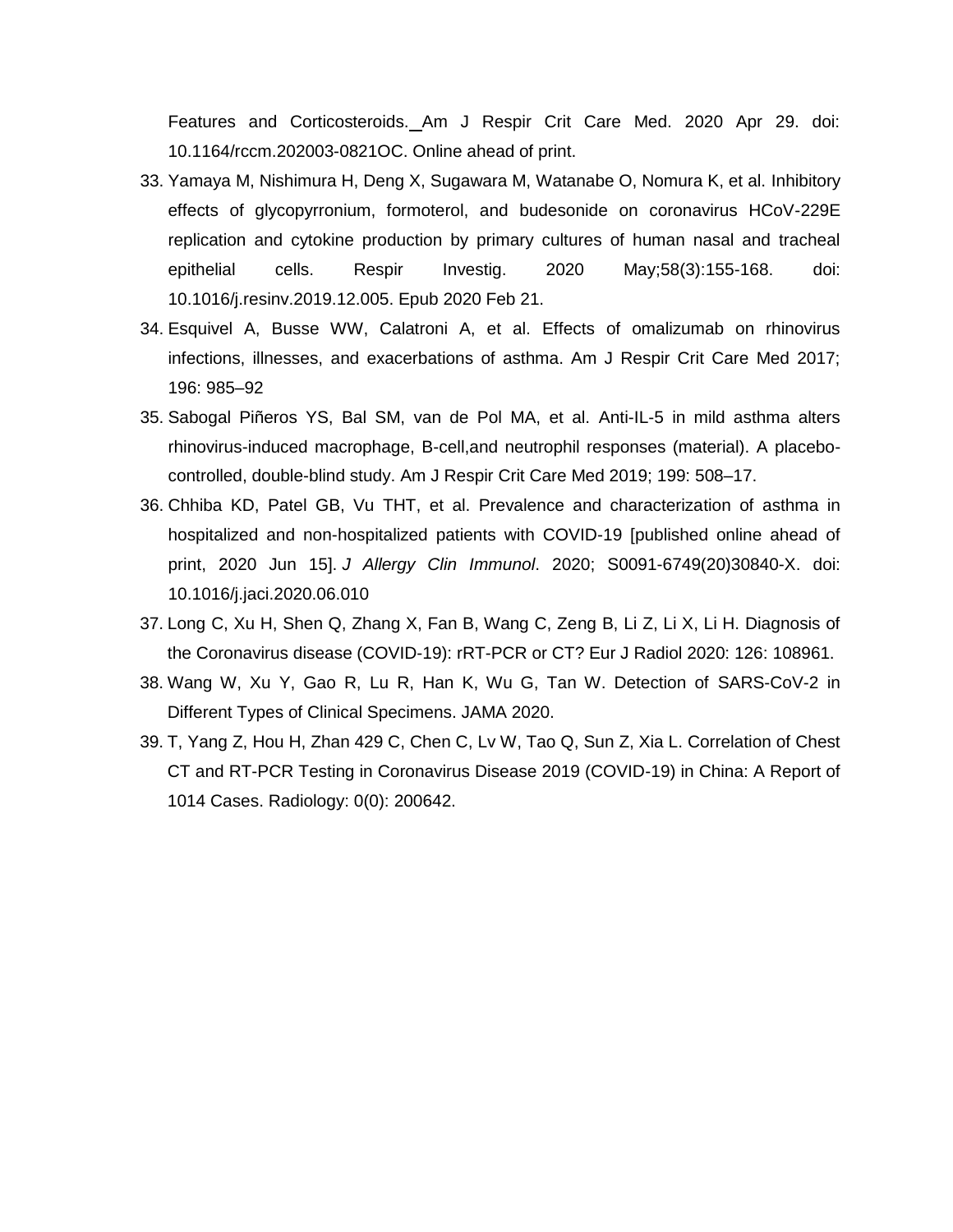Features and Corticosteroids. Am J Respir Crit Care Med. 2020 Apr 29. doi: 10.1164/rccm.202003-0821OC. Online ahead of print.

33. Yamaya M, Nishimura H, Deng X, Sugawara M, Watanabe O, Nomura K, et al. Inhibitory effects of glycopyrronium, formoterol, and budesonide on coronavirus HCoV-229E replication and cytokine production by primary cultures of human nasal and tracheal epithelial cells. Respir Investig. 2020 May;58(3):155-168. doi: 10.1016/j.resinv.2019.12.005. Epub 2020 Feb 21.
34. Esquivel A, Busse WW, Calatroni A, et al. Effects of omalizumab on rhinovirus infections, illnesses, and exacerbations of asthma. Am J Respir Crit Care Med 2017; 196: 985–92
35. Sabogal Piñeros YS, Bal SM, van de Pol MA, et al. Anti-IL-5 in mild asthma alters rhinovirus-induced macrophage, B-cell,and neutrophil responses (material). A placebo-controlled, double-blind study. Am J Respir Crit Care Med 2019; 199: 508–17.
36. Chhiba KD, Patel GB, Vu THT, et al. Prevalence and characterization of asthma in hospitalized and non-hospitalized patients with COVID-19 [published online ahead of print, 2020 Jun 15]. *J Allergy Clin Immunol*. 2020; S0091-6749(20)30840-X. doi: 10.1016/j.jaci.2020.06.010
37. Long C, Xu H, Shen Q, Zhang X, Fan B, Wang C, Zeng B, Li Z, Li X, Li H. Diagnosis of the Coronavirus disease (COVID-19): rRT-PCR or CT? Eur J Radiol 2020: 126: 108961.
38. Wang W, Xu Y, Gao R, Lu R, Han K, Wu G, Tan W. Detection of SARS-CoV-2 in Different Types of Clinical Specimens. JAMA 2020.
39. T, Yang Z, Hou H, Zhan 429 C, Chen C, Lv W, Tao Q, Sun Z, Xia L. Correlation of Chest CT and RT-PCR Testing in Coronavirus Disease 2019 (COVID-19) in China: A Report of 1014 Cases. Radiology: 0(0): 200642.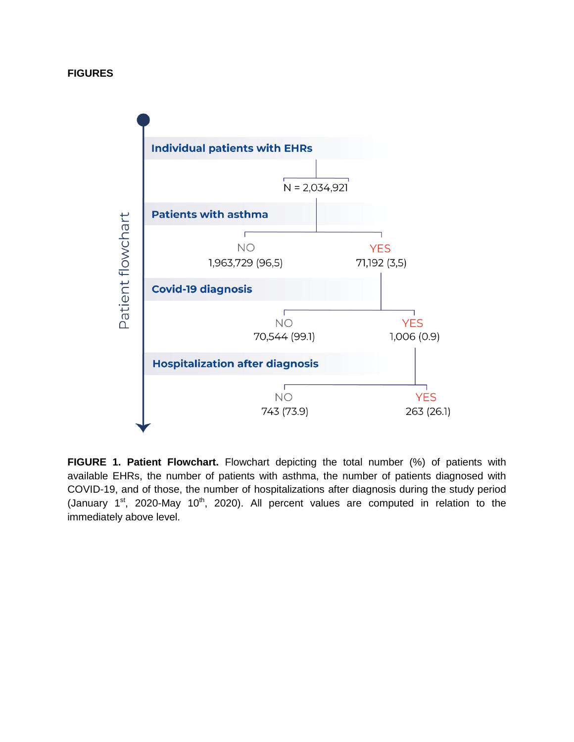## FIGURES

Patient flowchart

**Individual patients with EHRs**

N = 2,034,921

**Patients with asthma**

NO
1,963,729 (96,5)

YES
71,192 (3,5)

**Covid-19 diagnosis**

NO
70,544 (99.1)

YES
1,006 (0.9)

**Hospitalization after diagnosis**

NO
743 (73.9)

YES
263 (26.1)

**FIGURE 1. Patient Flowchart.** Flowchart depicting the total number (%) of patients with available EHRs, the number of patients with asthma, the number of patients diagnosed with COVID-19, and of those, the number of hospitalizations after diagnosis during the study period (January 1st, 2020-May 10th, 2020). All percent values are computed in relation to the immediately above level.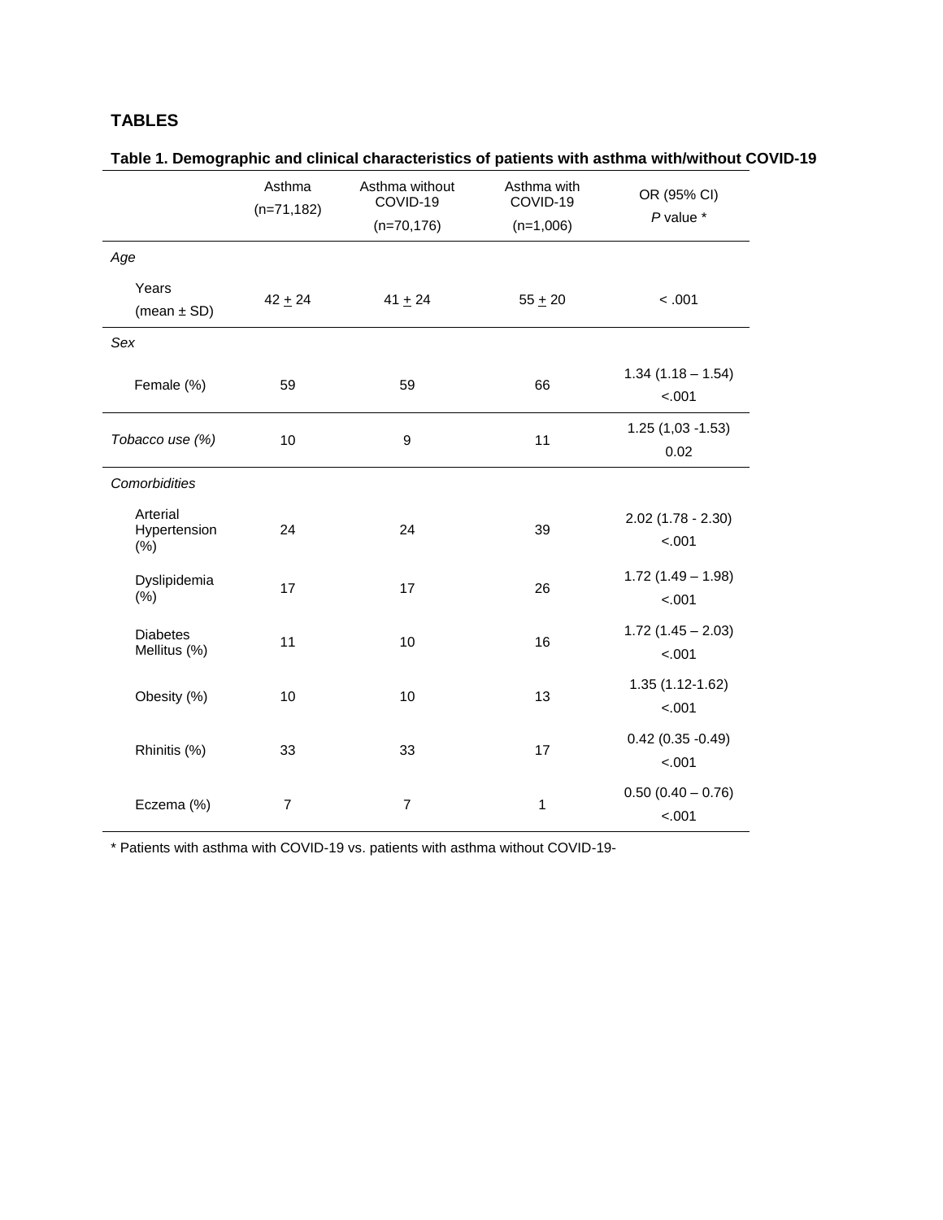## TABLES

**Table 1. Demographic and clinical characteristics of patients with asthma with/without COVID-19**

| | Asthma (n=71,182) | Asthma without COVID-19 (n=70,176) | Asthma with COVID-19 (n=1,006) | OR (95% CI) *P* value * |
|---|---|---|---|---|
| *Age* | | | | |
| Years (mean ± SD) | 42 ± 24 | 41 ± 24 | 55 ± 20 | < .001 |
| *Sex* | | | | |
| Female (%) | 59 | 59 | 66 | 1.34 (1.18 – 1.54) <.001 |
| *Tobacco use (%)* | 10 | 9 | 11 | 1.25 (1,03 -1.53) 0.02 |
| *Comorbidities* | | | | |
| Arterial Hypertension (%) | 24 | 24 | 39 | 2.02 (1.78 - 2.30) <.001 |
| Dyslipidemia (%) | 17 | 17 | 26 | 1.72 (1.49 – 1.98) <.001 |
| Diabetes Mellitus (%) | 11 | 10 | 16 | 1.72 (1.45 – 2.03) <.001 |
| Obesity (%) | 10 | 10 | 13 | 1.35 (1.12-1.62) <.001 |
| Rhinitis (%) | 33 | 33 | 17 | 0.42 (0.35 -0.49) <.001 |
| Eczema (%) | 7 | 7 | 1 | 0.50 (0.40 – 0.76) <.001 |

* Patients with asthma with COVID-19 vs. patients with asthma without COVID-19-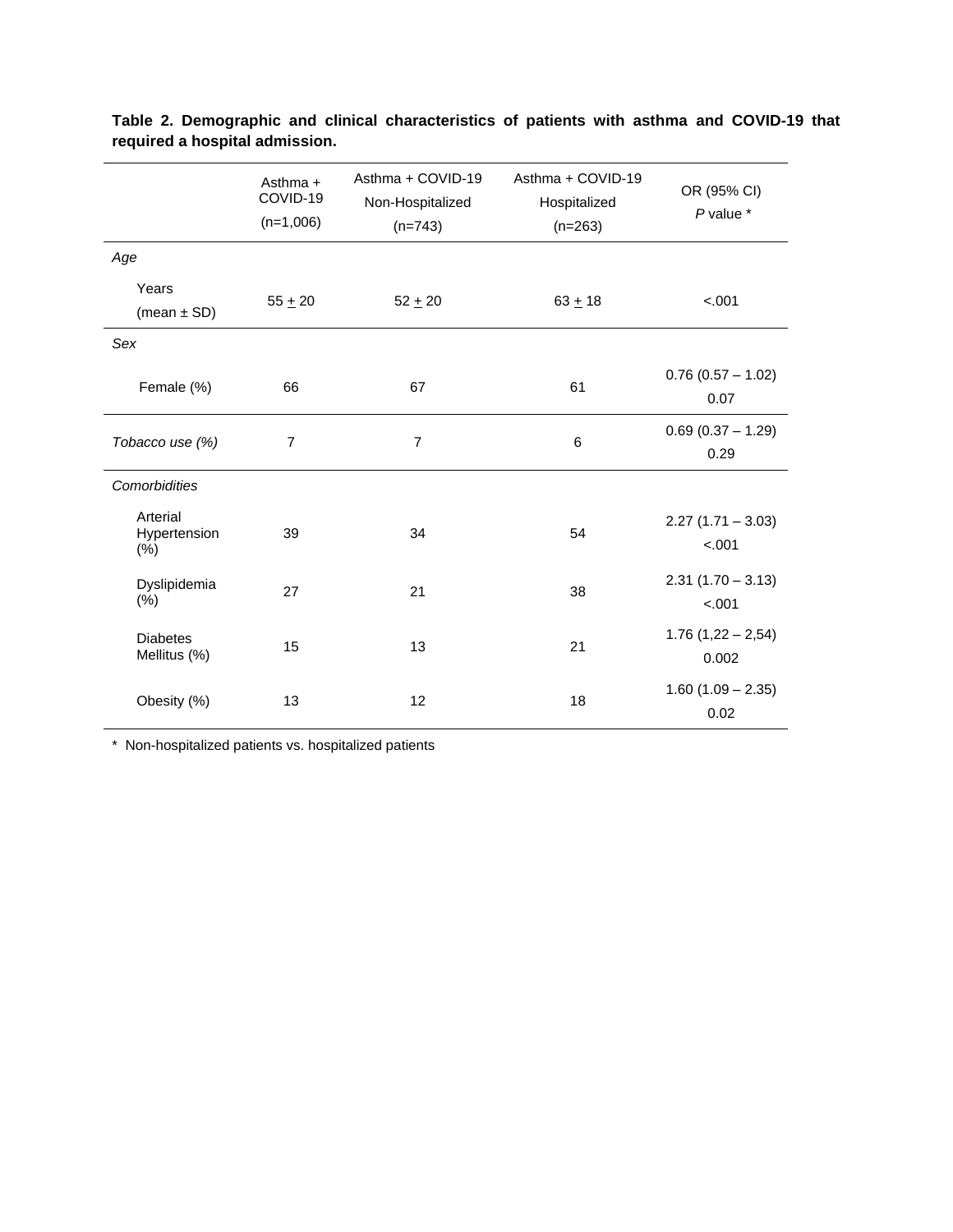**Table 2. Demographic and clinical characteristics of patients with asthma and COVID-19 that required a hospital admission.**

| | Asthma + COVID-19 (n=1,006) | Asthma + COVID-19 Non-Hospitalized (n=743) | Asthma + COVID-19 Hospitalized (n=263) | OR (95% CI) *P* value * |
|---|---|---|---|---|
| *Age* | | | | |
| Years (mean ± SD) | 55 ± 20 | 52 ± 20 | 63 ± 18 | <.001 |
| *Sex* | | | | |
| Female (%) | 66 | 67 | 61 | 0.76 (0.57 – 1.02) 0.07 |
| *Tobacco use (%)* | 7 | 7 | 6 | 0.69 (0.37 – 1.29) 0.29 |
| *Comorbidities* | | | | |
| Arterial Hypertension (%) | 39 | 34 | 54 | 2.27 (1.71 – 3.03) <.001 |
| Dyslipidemia (%) | 27 | 21 | 38 | 2.31 (1.70 – 3.13) <.001 |
| Diabetes Mellitus (%) | 15 | 13 | 21 | 1.76 (1,22 – 2,54) 0.002 |
| Obesity (%) | 13 | 12 | 18 | 1.60 (1.09 – 2.35) 0.02 |

\* Non-hospitalized patients vs. hospitalized patients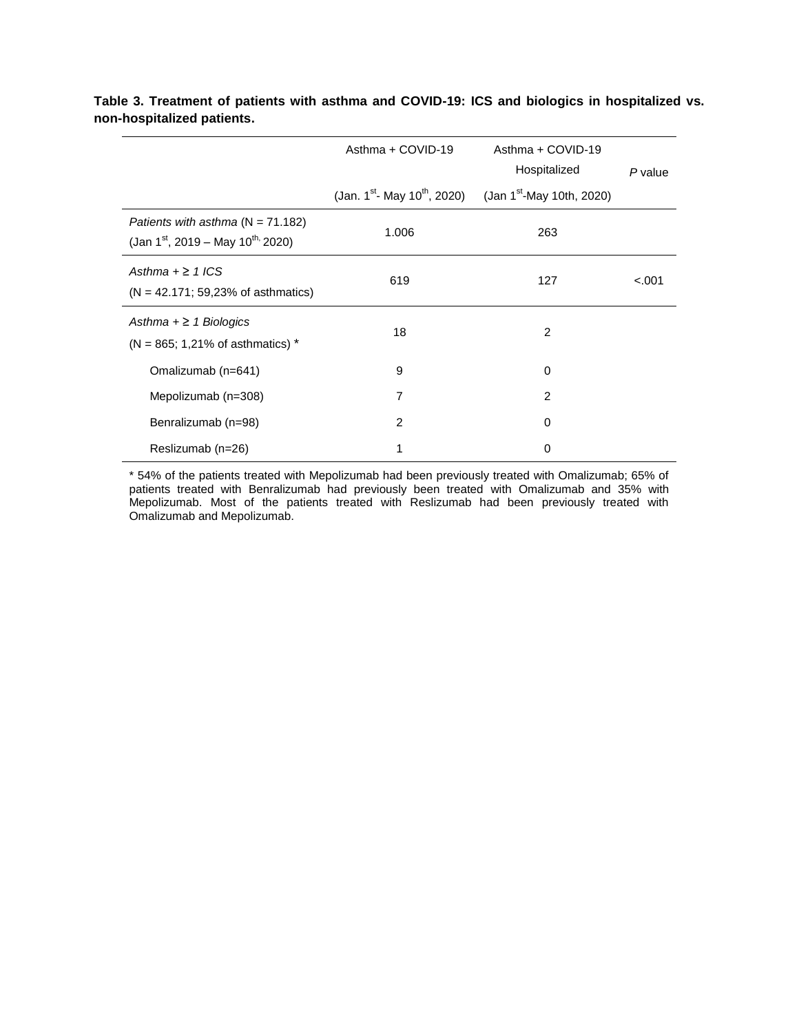**Table 3. Treatment of patients with asthma and COVID-19: ICS and biologics in hospitalized vs. non-hospitalized patients.**

| | Asthma + COVID-19 (Jan. 1st- May 10th, 2020) | Asthma + COVID-19 Hospitalized (Jan 1st-May 10th, 2020) | *P* value |
|---|---|---|---|
| *Patients with asthma* (N = 71.182) (Jan 1st, 2019 – May 10th, 2020) | 1.006 | 263 | |
| *Asthma + ≥ 1 ICS* (N = 42.171; 59,23% of asthmatics) | 619 | 127 | <.001 |
| *Asthma + ≥ 1 Biologics* (N = 865; 1,21% of asthmatics) * | 18 | 2 | |
| Omalizumab (n=641) | 9 | 0 | |
| Mepolizumab (n=308) | 7 | 2 | |
| Benralizumab (n=98) | 2 | 0 | |
| Reslizumab (n=26) | 1 | 0 | |

* 54% of the patients treated with Mepolizumab had been previously treated with Omalizumab; 65% of patients treated with Benralizumab had previously been treated with Omalizumab and 35% with Mepolizumab. Most of the patients treated with Reslizumab had been previously treated with Omalizumab and Mepolizumab.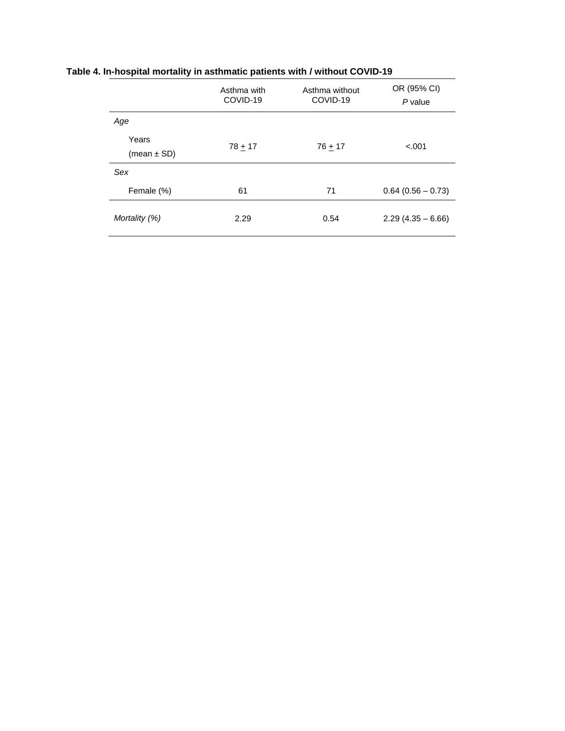**Table 4. In-hospital mortality in asthmatic patients with / without COVID-19**

| | Asthma with COVID-19 | Asthma without COVID-19 | OR (95% CI) *P* value |
|---|---|---|---|
| *Age* | | | |
| Years (mean ± SD) | 78 ± 17 | 76 ± 17 | <.001 |
| *Sex* | | | |
| Female (%) | 61 | 71 | 0.64 (0.56 – 0.73) |
| *Mortality (%)* | 2.29 | 0.54 | 2.29 (4.35 – 6.66) |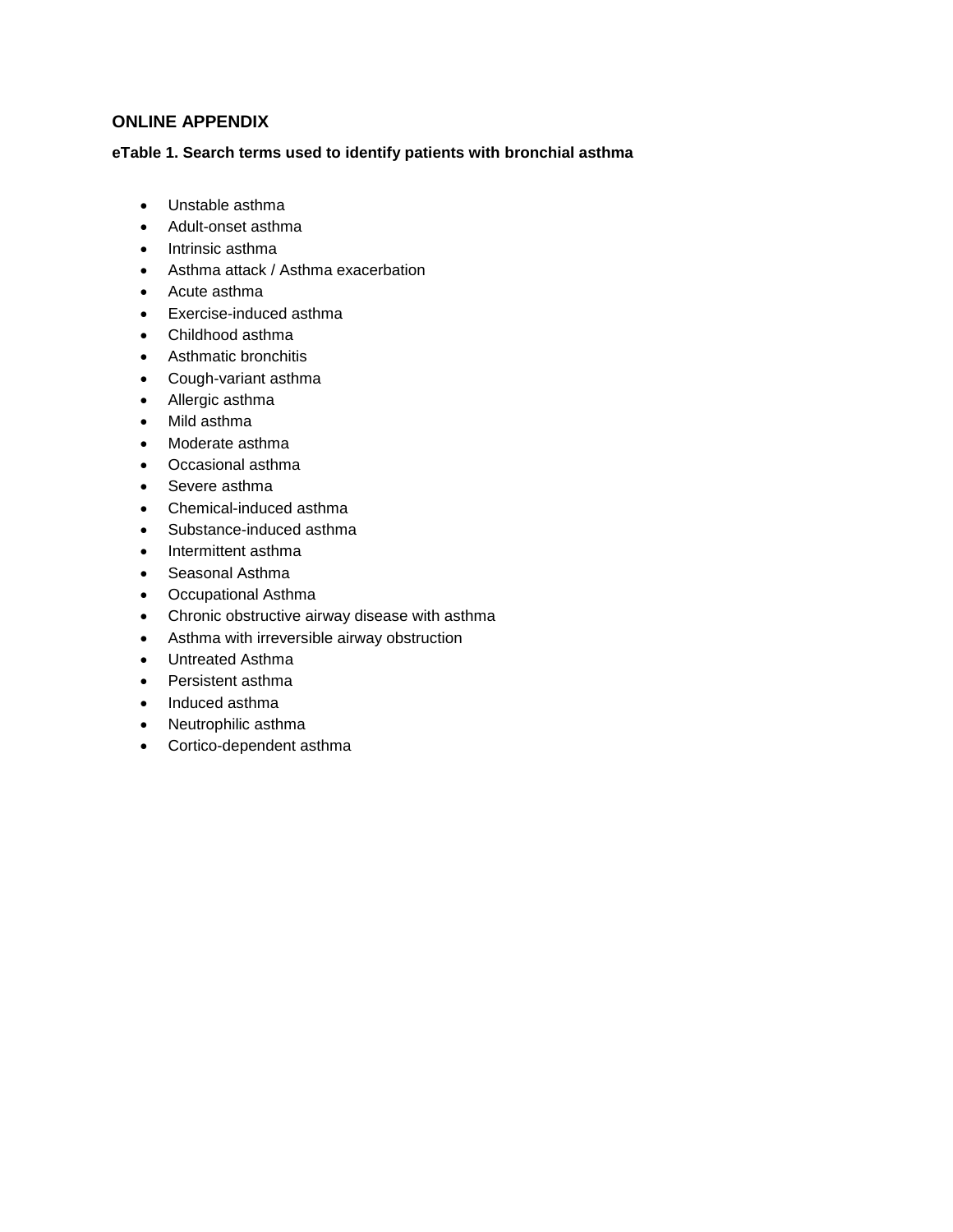## ONLINE APPENDIX

### eTable 1. Search terms used to identify patients with bronchial asthma

- Unstable asthma
- Adult-onset asthma
- Intrinsic asthma
- Asthma attack / Asthma exacerbation
- Acute asthma
- Exercise-induced asthma
- Childhood asthma
- Asthmatic bronchitis
- Cough-variant asthma
- Allergic asthma
- Mild asthma
- Moderate asthma
- Occasional asthma
- Severe asthma
- Chemical-induced asthma
- Substance-induced asthma
- Intermittent asthma
- Seasonal Asthma
- Occupational Asthma
- Chronic obstructive airway disease with asthma
- Asthma with irreversible airway obstruction
- Untreated Asthma
- Persistent asthma
- Induced asthma
- Neutrophilic asthma
- Cortico-dependent asthma